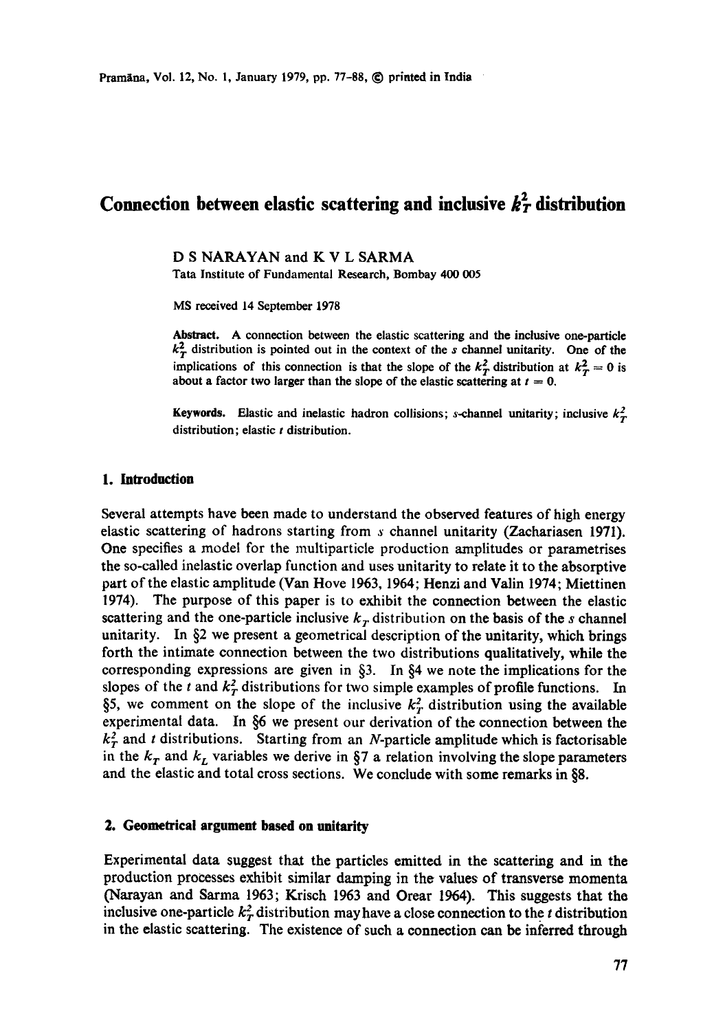# Connection between elastic scattering and inclusive $k_T^2$ distribution

D S NARAYAN and K V L SARMA

Tata Institute of Fundamental Research, Bombay 400 005

MS received 14 September 1978

**Abstract.** A connection between the elastic scattering and the inclusive one-particle $k_T^2$ distribution is pointed out in the context of the $s$ channel unitarity. One of the implications of this connection is that the slope of the $k_T^2$ distribution at $k_T^2 = 0$ is about a factor two larger than the slope of the elastic scattering at $t = 0$.

**Keywords.** Elastic and inelastic hadron collisions; $s$-channel unitarity; inclusive $k_T^2$ distribution; elastic $t$ distribution.

## 1. Introduction

Several attempts have been made to understand the observed features of high energy elastic scattering of hadrons starting from $s$ channel unitarity (Zachariasen 1971). One specifies a model for the multiparticle production amplitudes or parametrises the so-called inelastic overlap function and uses unitarity to relate it to the absorptive part of the elastic amplitude (Van Hove 1963, 1964; Henzi and Valin 1974; Miettinen 1974). The purpose of this paper is to exhibit the connection between the elastic scattering and the one-particle inclusive $k_T$ distribution on the basis of the $s$ channel unitarity. In §2 we present a geometrical description of the unitarity, which brings forth the intimate connection between the two distributions qualitatively, while the corresponding expressions are given in §3. In §4 we note the implications for the slopes of the $t$ and $k_T^2$ distributions for two simple examples of profile functions. In §5, we comment on the slope of the inclusive $k_T^2$ distribution using the available experimental data. In §6 we present our derivation of the connection between the $k_T^2$ and $t$ distributions. Starting from an $N$-particle amplitude which is factorisable in the $k_T$ and $k_L$ variables we derive in §7 a relation involving the slope parameters and the elastic and total cross sections. We conclude with some remarks in §8.

## 2. Geometrical argument based on unitarity

Experimental data suggest that the particles emitted in the scattering and in the production processes exhibit similar damping in the values of transverse momenta (Narayan and Sarma 1963; Krisch 1963 and Orear 1964). This suggests that the inclusive one-particle $k_T^2$ distribution may have a close connection to the $t$ distribution in the elastic scattering. The existence of such a connection can be inferred through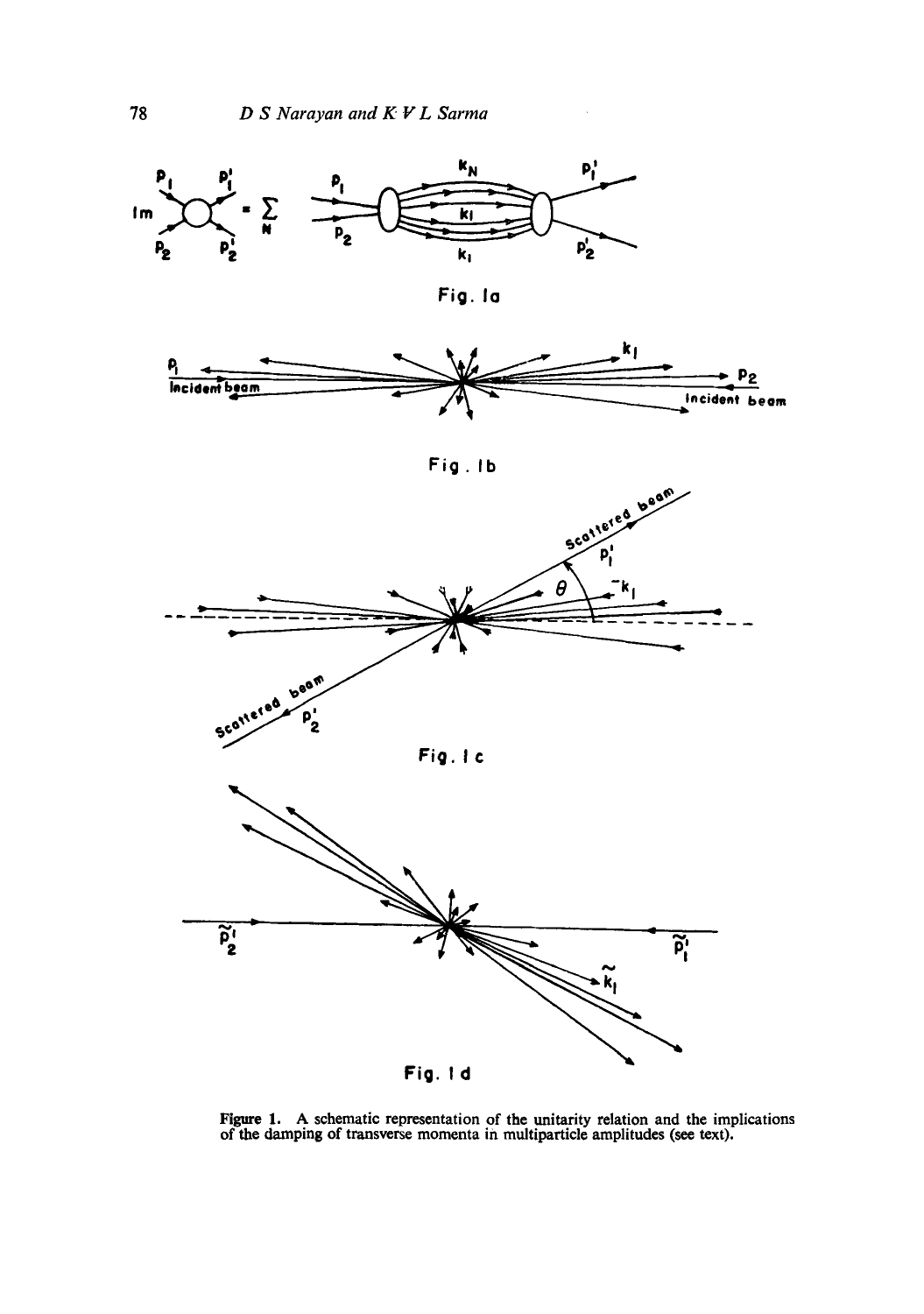Fig. 1a

Fig. 1b

Fig. 1c

Fig. 1d

**Figure 1.** A schematic representation of the unitarity relation and the implications of the damping of transverse momenta in multiparticle amplitudes (see text).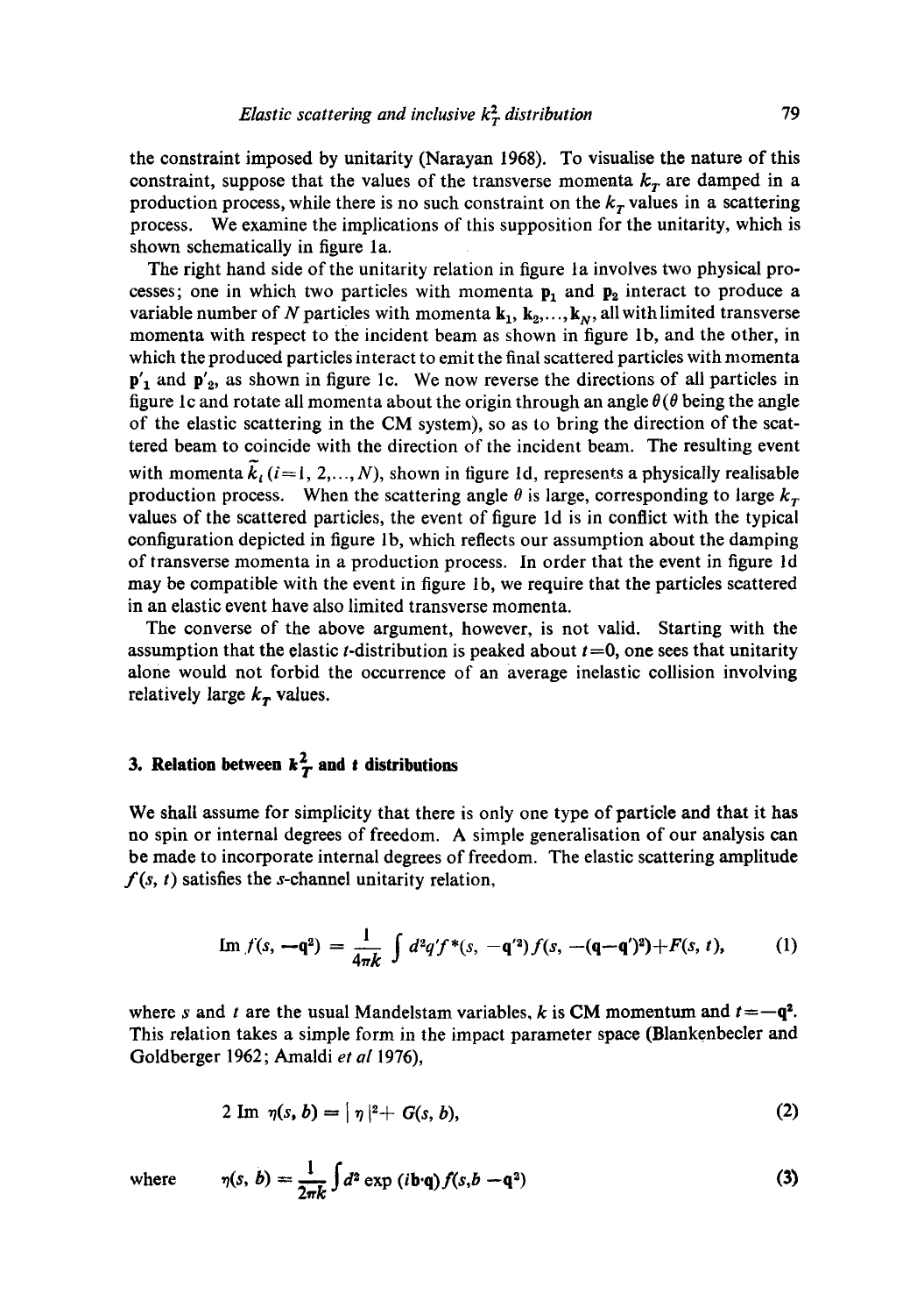the constraint imposed by unitarity (Narayan 1968). To visualise the nature of this constraint, suppose that the values of the transverse momenta $k_T$ are damped in a production process, while there is no such constraint on the $k_T$ values in a scattering process. We examine the implications of this supposition for the unitarity, which is shown schematically in figure 1a.

The right hand side of the unitarity relation in figure 1a involves two physical processes; one in which two particles with momenta $\mathbf{p}_1$ and $\mathbf{p}_2$ interact to produce a variable number of $N$ particles with momenta $\mathbf{k}_1, \mathbf{k}_2, \ldots, \mathbf{k}_N$, all with limited transverse momenta with respect to the incident beam as shown in figure 1b, and the other, in which the produced particles interact to emit the final scattered particles with momenta $\mathbf{p}'_1$ and $\mathbf{p}'_2$, as shown in figure 1c. We now reverse the directions of all particles in figure 1c and rotate all momenta about the origin through an angle $\theta$ ($\theta$ being the angle of the elastic scattering in the CM system), so as to bring the direction of the scattered beam to coincide with the direction of the incident beam. The resulting event with momenta $\tilde{k}_i$ $(i=1, 2, \ldots, N)$, shown in figure 1d, represents a physically realisable production process. When the scattering angle $\theta$ is large, corresponding to large $k_T$ values of the scattered particles, the event of figure 1d is in conflict with the typical configuration depicted in figure 1b, which reflects our assumption about the damping of transverse momenta in a production process. In order that the event in figure 1d may be compatible with the event in figure 1b, we require that the particles scattered in an elastic event have also limited transverse momenta.

The converse of the above argument, however, is not valid. Starting with the assumption that the elastic $t$-distribution is peaked about $t=0$, one sees that unitarity alone would not forbid the occurrence of an average inelastic collision involving relatively large $k_T$ values.

## 3. Relation between $k_T^2$ and $t$ distributions

We shall assume for simplicity that there is only one type of particle and that it has no spin or internal degrees of freedom. A simple generalisation of our analysis can be made to incorporate internal degrees of freedom. The elastic scattering amplitude $f(s, t)$ satisfies the $s$-channel unitarity relation,

$$\operatorname{Im} f(s, -\mathbf{q}^2) = \frac{1}{4\pi k} \int d^2q' f^*(s, -\mathbf{q}'^2) f(s, -(\mathbf{q}-\mathbf{q}')^2) + F(s, t), \tag{1}$$

where $s$ and $t$ are the usual Mandelstam variables, $k$ is CM momentum and $t=-\mathbf{q}^2$. This relation takes a simple form in the impact parameter space (Blankenbecler and Goldberger 1962; Amaldi *et al* 1976),

$$2 \operatorname{Im} \eta(s, b) = |\eta|^2 + G(s, b), \tag{2}$$

where
$$\eta(s, b) = \frac{1}{2\pi k} \int d^2 \exp(i\mathbf{b}\cdot\mathbf{q}) f(s, b -\mathbf{q}^2) \tag{3}$$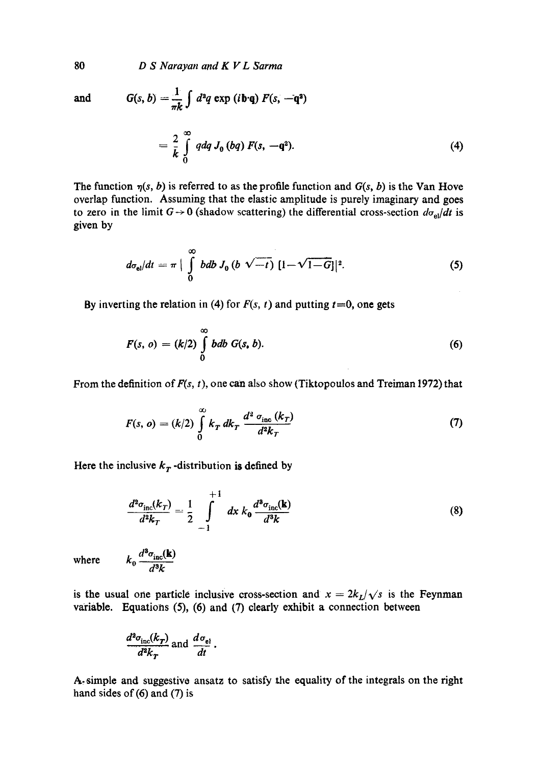and $$G(s, b) = \frac{1}{\pi k} \int d^2q \exp (i\mathbf{b}\cdot\mathbf{q}) F(s, -\mathbf{q}^2)$$

$$= \frac{2}{k} \int_0^\infty q dq \, J_0 (bq) \, F(s, -\mathbf{q}^2). \tag{4}$$

The function $\eta(s, b)$ is referred to as the profile function and $G(s, b)$ is the Van Hove overlap function. Assuming that the elastic amplitude is purely imaginary and goes to zero in the limit $G \to 0$ (shadow scattering) the differential cross-section $d\sigma_{el}/dt$ is given by

$$d\sigma_{el}/dt = \pi \left| \int_0^\infty b db \, J_0 (b \sqrt{-t}) \, [1 - \sqrt{1-G}] \right|^2. \tag{5}$$

By inverting the relation in (4) for $F(s, t)$ and putting $t=0$, one gets

$$F(s, o) = (k/2) \int_0^\infty b db \, G(s, b). \tag{6}$$

From the definition of $F(s, t)$, one can also show (Tiktopoulos and Treiman 1972) that

$$F(s, o) = (k/2) \int_0^\infty k_T \, dk_T \, \frac{d^2 \sigma_{inc} (k_T)}{d^2 k_T} \tag{7}$$

Here the inclusive $k_T$-distribution is defined by

$$\frac{d^2 \sigma_{inc}(k_T)}{d^2 k_T} = \frac{1}{2} \int_{-1}^{+1} dx \, k_0 \frac{d^3 \sigma_{inc}(\mathbf{k})}{d^3 k} \tag{8}$$

where $$k_0 \frac{d^3 \sigma_{inc}(\mathbf{k})}{d^3 k}$$

is the usual one particle inclusive cross-section and $x = 2k_L/\sqrt{s}$ is the Feynman variable. Equations (5), (6) and (7) clearly exhibit a connection between

$$\frac{d^2 \sigma_{inc}(k_T)}{d^2 k_T} \text{ and } \frac{d\sigma_{el}}{dt}.$$

A simple and suggestive ansatz to satisfy the equality of the integrals on the right hand sides of (6) and (7) is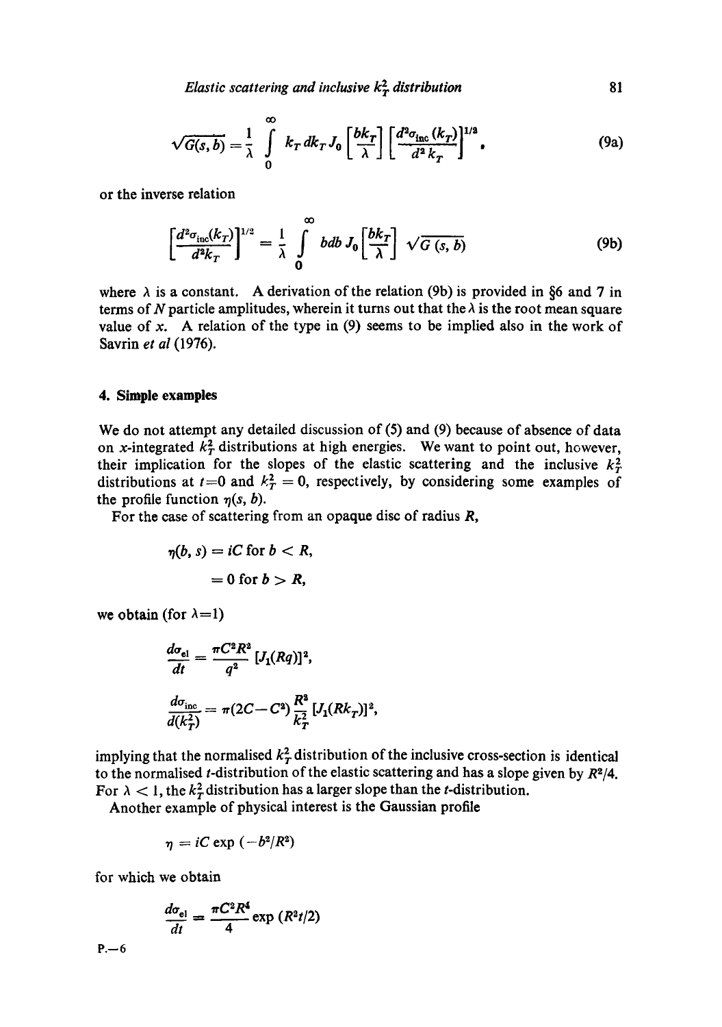$$\sqrt{G(s,b)} = \frac{1}{\lambda} \int_0^\infty k_T \, dk_T \, J_0 \left[\frac{bk_T}{\lambda}\right] \left[\frac{d^2\sigma_{\text{inc}}(k_T)}{d^2 k_T}\right]^{1/2}, \tag{9a}$$

or the inverse relation

$$\left[\frac{d^2\sigma_{\text{inc}}(k_T)}{d^2 k_T}\right]^{1/2} = \frac{1}{\lambda} \int_0^\infty b \, db \, J_0 \left[\frac{bk_T}{\lambda}\right] \sqrt{G(s,b)} \tag{9b}$$

where $\lambda$ is a constant. A derivation of the relation (9b) is provided in §6 and 7 in terms of $N$ particle amplitudes, wherein it turns out that the $\lambda$ is the root mean square value of $x$. A relation of the type in (9) seems to be implied also in the work of Savrin *et al* (1976).

## 4. Simple examples

We do not attempt any detailed discussion of (5) and (9) because of absence of data on $x$-integrated $k_T^2$ distributions at high energies. We want to point out, however, their implication for the slopes of the elastic scattering and the inclusive $k_T^2$ distributions at $t=0$ and $k_T^2 = 0$, respectively, by considering some examples of the profile function $\eta(s, b)$.

For the case of scattering from an opaque disc of radius $R$,

$$\eta(b, s) = iC \text{ for } b < R,$$

$$= 0 \text{ for } b > R,$$

we obtain (for $\lambda=1$)

$$\frac{d\sigma_{\text{el}}}{dt} = \frac{\pi C^2 R^2}{q^2} [J_1(Rq)]^2,$$

$$\frac{d\sigma_{\text{inc}}}{d(k_T^2)} = \pi(2C - C^2) \frac{R^2}{k_T^2} [J_1(Rk_T)]^2,$$

implying that the normalised $k_T^2$ distribution of the inclusive cross-section is identical to the normalised $t$-distribution of the elastic scattering and has a slope given by $R^2/4$. For $\lambda < 1$, the $k_T^2$ distribution has a larger slope than the $t$-distribution.

Another example of physical interest is the Gaussian profile

$$\eta = iC \exp(-b^2/R^2)$$

for which we obtain

$$\frac{d\sigma_{\text{el}}}{dt} = \frac{\pi C^2 R^4}{4} \exp(R^2 t/2)$$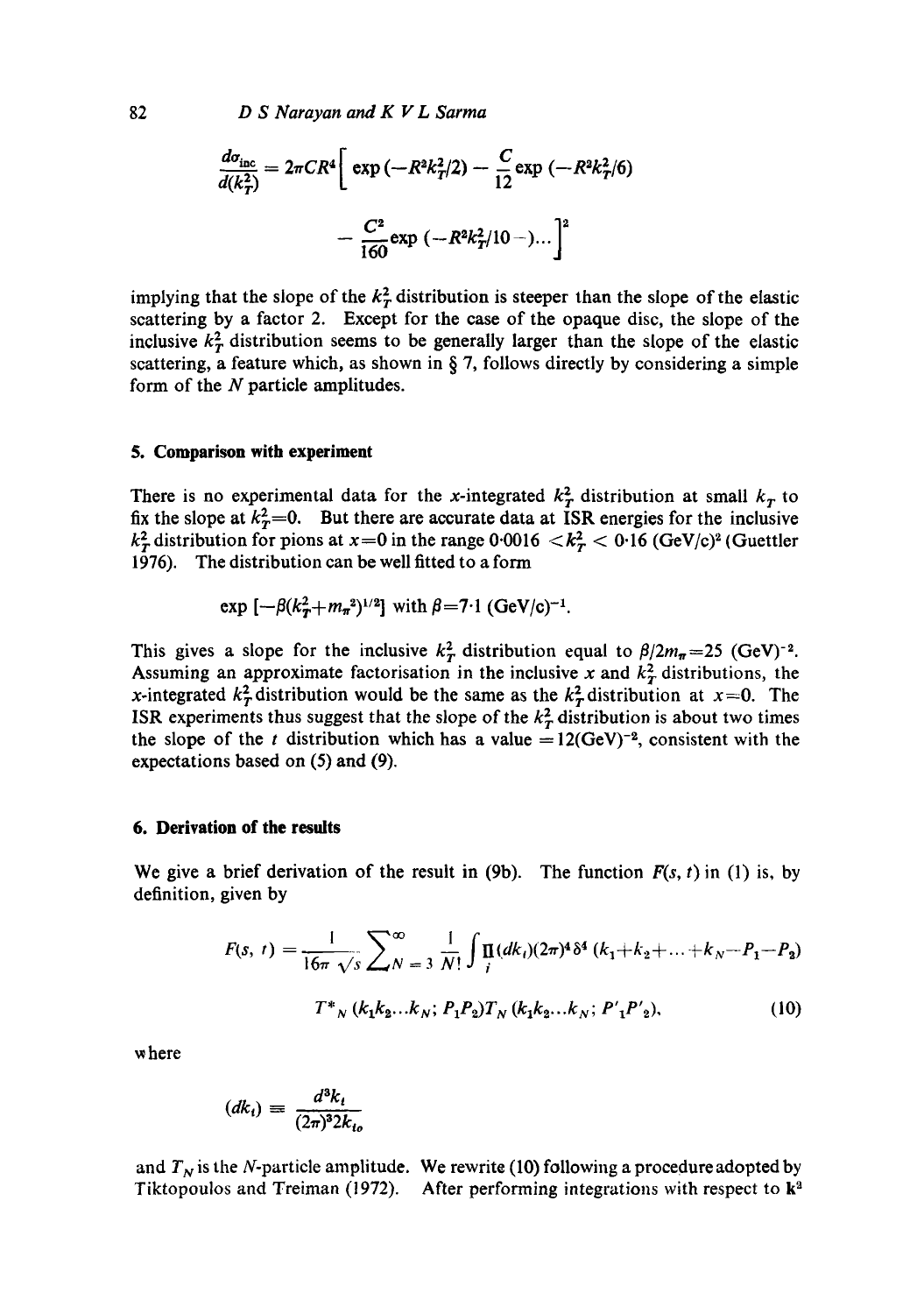$$\frac{d\sigma_{\rm inc}}{d(k_T^2)} = 2\pi C R^4 \Big[ \exp(-R^2 k_T^2/2) - \frac{C}{12} \exp(-R^2 k_T^2/6) - \frac{C^2}{160} \exp(-R^2 k_T^2/10 -) \ldots \Big]^2$$

implying that the slope of the $k_T^2$ distribution is steeper than the slope of the elastic scattering by a factor 2. Except for the case of the opaque disc, the slope of the inclusive $k_T^2$ distribution seems to be generally larger than the slope of the elastic scattering, a feature which, as shown in § 7, follows directly by considering a simple form of the $N$ particle amplitudes.

## 5. Comparison with experiment

There is no experimental data for the $x$-integrated $k_T^2$ distribution at small $k_T$ to fix the slope at $k_T^2=0$. But there are accurate data at ISR energies for the inclusive $k_T^2$ distribution for pions at $x=0$ in the range $0{\cdot}0016 < k_T^2 < 0{\cdot}16$ (GeV/c)$^2$ (Guettler 1976). The distribution can be well fitted to a form

$$\exp[-\beta(k_T^2+m_\pi^2)^{1/2}] \text{ with } \beta=7{\cdot}1 \text{ (GeV/c)}^{-1}.$$

This gives a slope for the inclusive $k_T^2$ distribution equal to $\beta/2m_\pi=25$ (GeV)$^{-2}$. Assuming an approximate factorisation in the inclusive $x$ and $k_T^2$ distributions, the $x$-integrated $k_T^2$ distribution would be the same as the $k_T^2$ distribution at $x=0$. The ISR experiments thus suggest that the slope of the $k_T^2$ distribution is about two times the slope of the $t$ distribution which has a value $=12$(GeV)$^{-2}$, consistent with the expectations based on (5) and (9).

## 6. Derivation of the results

We give a brief derivation of the result in (9b). The function $F(s, t)$ in (1) is, by definition, given by

$$F(s, t) = \frac{1}{16\pi\sqrt{s}} \sum_{N=3}^{\infty} \frac{1}{N!} \int \prod_i (dk_i)(2\pi)^4 \delta^4 (k_1+k_2+\ldots+k_N-P_1-P_2)$$
$$T^*_N(k_1k_2\ldots k_N; P_1P_2) T_N(k_1k_2\ldots k_N; P'_1P'_2), \tag{10}$$

where

$$(dk_i) \equiv \frac{d^3k_i}{(2\pi)^3 2k_{i0}}$$

and $T_N$ is the $N$-particle amplitude. We rewrite (10) following a procedure adopted by Tiktopoulos and Treiman (1972). After performing integrations with respect to $\mathbf{k}^2$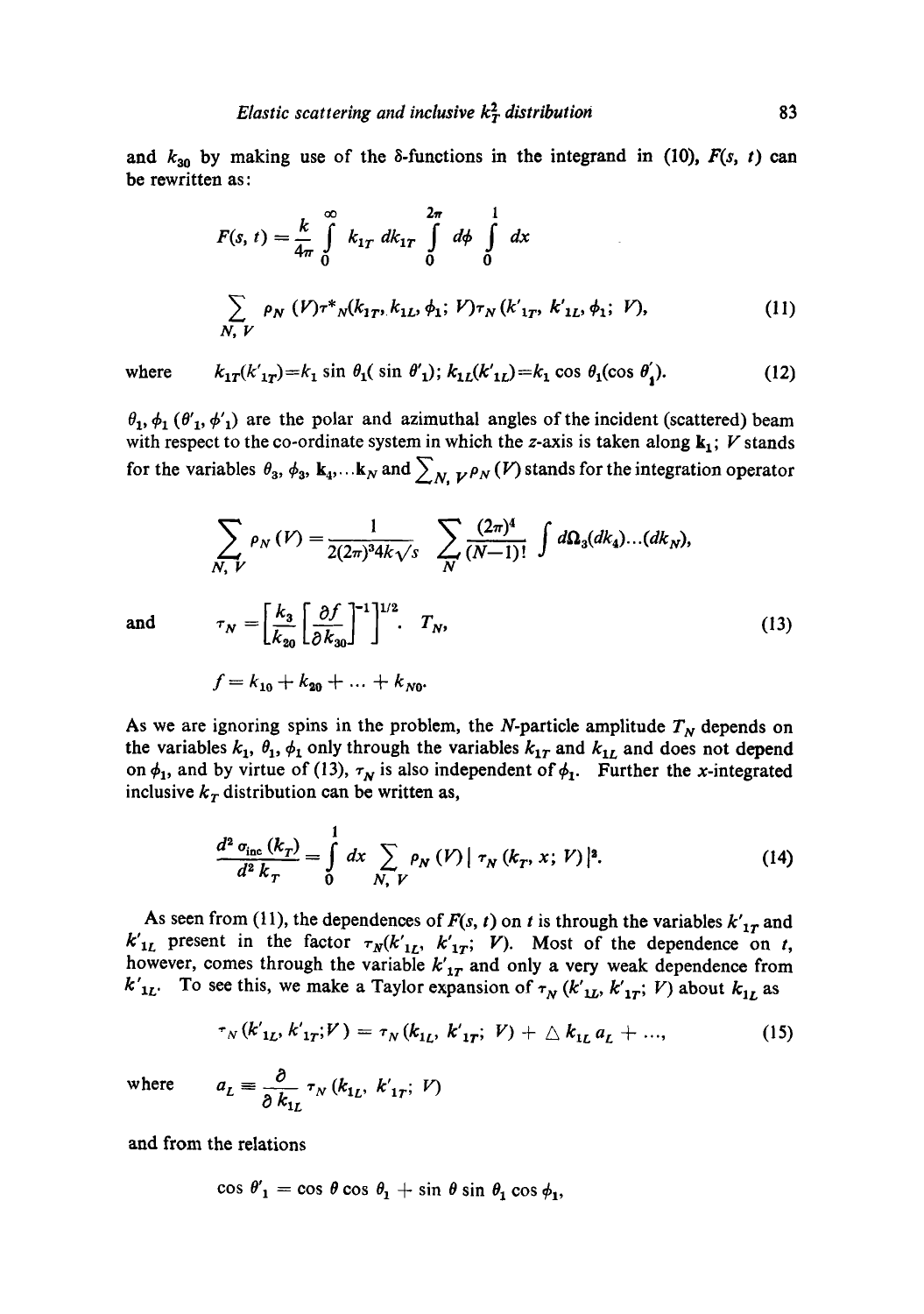and $k_{30}$ by making use of the δ-functions in the integrand in (10), $F(s, t)$ can be rewritten as:

$$F(s, t) = \frac{k}{4\pi} \int_0^\infty k_{1T}\, dk_{1T} \int_0^{2\pi} d\phi \int_0^1 dx$$

$$\sum_{N,\, V} \rho_N (V) \tau^*_N(k_{1T}, k_{1L}, \phi_1;\, V) \tau_N (k'_{1T}, k'_{1L}, \phi_1;\, V), \tag{11}$$

where $\quad k_{1T}(k'_{1T}) = k_1 \sin \theta_1 (\sin \theta'_1); \; k_{1L}(k'_{1L}) = k_1 \cos \theta_1 (\cos \theta'_1). \quad$ (12)

$\theta_1, \phi_1$ $(\theta'_1, \phi'_1)$ are the polar and azimuthal angles of the incident (scattered) beam with respect to the co-ordinate system in which the $z$-axis is taken along $\mathbf{k}_1$; $V$ stands for the variables $\theta_3, \phi_3, \mathbf{k}_4, \ldots \mathbf{k}_N$ and $\sum_{N,\, V} \rho_N (V)$ stands for the integration operator

$$\sum_{N,\, V} \rho_N (V) = \frac{1}{2(2\pi)^3 4k\sqrt{s}} \sum_N \frac{(2\pi)^4}{(N-1)!} \int d\Omega_3 (dk_4) \ldots (dk_N),$$

and
$$\tau_N = \left[ \frac{k_3}{k_{20}} \left[ \frac{\partial f}{\partial k_{30}} \right]^{-1} \right]^{1/2} \cdot \; T_N, \tag{13}$$

$$f = k_{10} + k_{20} + \ldots + k_{N0}.$$

As we are ignoring spins in the problem, the $N$-particle amplitude $T_N$ depends on the variables $k_1, \theta_1, \phi_1$ only through the variables $k_{1T}$ and $k_{1L}$ and does not depend on $\phi_1$, and by virtue of (13), $\tau_N$ is also independent of $\phi_1$. Further the $x$-integrated inclusive $k_T$ distribution can be written as,

$$\frac{d^2 \sigma_{\text{inc}} (k_T)}{d^2 k_T} = \int_0^1 dx \sum_{N,\, V} \rho_N (V) \left| \tau_N (k_T, x;\, V) \right|^2. \tag{14}$$

As seen from (11), the dependences of $F(s, t)$ on $t$ is through the variables $k'_{1T}$ and $k'_{1L}$ present in the factor $\tau_N(k'_{1L}, k'_{1T};\, V)$. Most of the dependence on $t$, however, comes through the variable $k'_{1T}$ and only a very weak dependence from $k'_{1L}$. To see this, we make a Taylor expansion of $\tau_N (k'_{1L}, k'_{1T};\, V)$ about $k_{1L}$ as

$$\tau_N (k'_{1L}, k'_{1T}; V) = \tau_N (k_{1L}, k'_{1T};\, V) + \triangle k_{1L}\, a_L + \ldots, \tag{15}$$

where $\quad a_L \equiv \dfrac{\partial}{\partial k_{1L}} \tau_N (k_{1L}, k'_{1T};\, V)$

and from the relations

$$\cos \theta'_1 = \cos \theta \cos \theta_1 + \sin \theta \sin \theta_1 \cos \phi_1,$$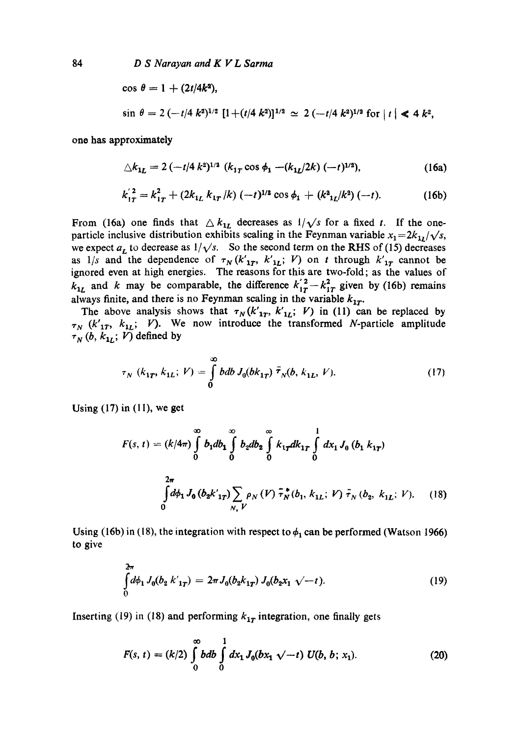$$\cos \theta = 1 + (2t/4k^2),$$

$$\sin \theta = 2\,(-t/4\,k^2)^{1/2}\,[1+(t/4\,k^2)]^{1/2} \simeq 2\,(-t/4\,k^2)^{1/2} \text{ for } |\,t\,| \ll 4\,k^2,$$

one has approximately

$$\triangle k_{1L} = 2\,(-t/4\,k^2)^{1/2}\,(k_{1T}\cos\phi_1 - (k_{1L}/2k)\,(-t)^{1/2}), \tag{16a}$$

$$k_{1T}^{'2} = k_{1T}^2 + (2k_{1L}\,k_{1T}/k)\,(-t)^{1/2}\cos\phi_1 + (k_{1L}^2/k^2)\,(-t). \tag{16b}$$

From (16a) one finds that $\triangle k_{1L}$ decreases as $1/\sqrt{s}$ for a fixed $t$. If the one-particle inclusive distribution exhibits scaling in the Feynman variable $x_1 = 2k_{1L}/\sqrt{s}$, we expect $a_L$ to decrease as $1/\sqrt{s}$. So the second term on the RHS of (15) decreases as $1/s$ and the dependence of $\tau_N(k'_{1T}, k'_{1L}; V)$ on $t$ through $k'_{1T}$ cannot be ignored even at high energies. The reasons for this are two-fold; as the values of $k_{1L}$ and $k$ may be comparable, the difference $k_{1T}^{'2} - k_{1T}^2$ given by (16b) remains always finite, and there is no Feynman scaling in the variable $k_{1T}$.

The above analysis shows that $\tau_N(k'_{1T}, k'_{1L}; V)$ in (11) can be replaced by $\tau_N(k'_{1T}, k_{1L}; V)$. We now introduce the transformed $N$-particle amplitude $\tau_N(b, k_{1L}; V)$ defined by

$$\tau_N(k_{1T}, k_{1L}; V) = \int_0^\infty b\,db\,J_0(bk_{1T})\,\bar{\tau}_N(b, k_{1L}, V). \tag{17}$$

Using (17) in (11), we get

$$F(s,t) = (k/4\pi)\int_0^\infty b_1 db_1 \int_0^\infty b_2 db_2 \int_0^\infty k_{1T} dk_{1T} \int_0^1 dx_1\, J_0(b_1 k_{1T})$$

$$\int_0^{2\pi} d\phi_1\, J_0(b_2 k'_{1T}) \sum_{N,V} \rho_N(V)\,\bar{\tau}_N^*(b_1, k_{1L}; V)\,\bar{\tau}_N(b_2, k_{1L}; V). \tag{18}$$

Using (16b) in (18), the integration with respect to $\phi_1$ can be performed (Watson 1966) to give

$$\int_0^{2\pi} d\phi_1\, J_0(b_2\, k'_{1T}) = 2\pi\, J_0(b_2 k_{1T})\, J_0(b_2 x_1 \sqrt{-t}). \tag{19}$$

Inserting (19) in (18) and performing $k_{1T}$ integration, one finally gets

$$F(s,t) = (k/2)\int_0^\infty b\,db \int_0^1 dx_1\, J_0(bx_1\sqrt{-t})\; U(b, b; x_1). \tag{20}$$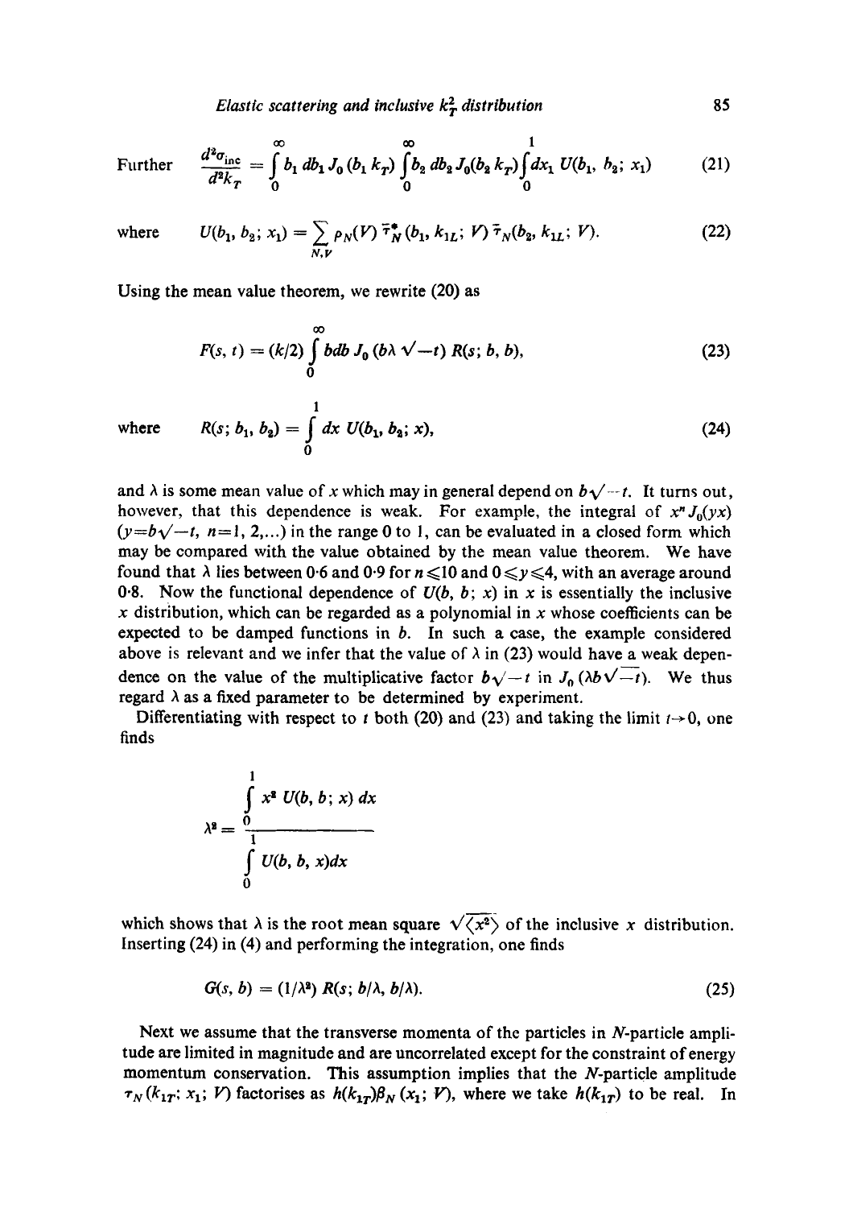Further

$$\frac{d^2\sigma_{\text{inc}}}{d^2k_T} = \int_0^\infty b_1\, db_1\, J_0(b_1 k_T) \int_0^\infty b_2\, db_2\, J_0(b_2 k_T) \int_0^1 dx_1\, U(b_1, b_2; x_1) \tag{21}$$

where

$$U(b_1, b_2; x_1) = \sum_{N,V} \rho_N(V)\, \bar{\tau}_N^*(b_1, k_{1L}; V)\, \bar{\tau}_N(b_2, k_{1L}; V). \tag{22}$$

Using the mean value theorem, we rewrite (20) as

$$F(s, t) = (k/2) \int_0^\infty b\,db\, J_0(b\lambda\sqrt{-t})\, R(s; b, b), \tag{23}$$

where

$$R(s; b_1, b_2) = \int_0^1 dx\, U(b_1, b_2; x), \tag{24}$$

and $\lambda$ is some mean value of $x$ which may in general depend on $b\sqrt{-t}$. It turns out, however, that this dependence is weak. For example, the integral of $x^n J_0(yx)$ ($y = b\sqrt{-t}$, $n = 1, 2, \ldots$) in the range 0 to 1, can be evaluated in a closed form which may be compared with the value obtained by the mean value theorem. We have found that $\lambda$ lies between 0·6 and 0·9 for $n \leqslant 10$ and $0 \leqslant y \leqslant 4$, with an average around 0·8. Now the functional dependence of $U(b, b; x)$ in $x$ is essentially the inclusive $x$ distribution, which can be regarded as a polynomial in $x$ whose coefficients can be expected to be damped functions in $b$. In such a case, the example considered above is relevant and we infer that the value of $\lambda$ in (23) would have a weak dependence on the value of the multiplicative factor $b\sqrt{-t}$ in $J_0(\lambda b\sqrt{-t})$. We thus regard $\lambda$ as a fixed parameter to be determined by experiment.

Differentiating with respect to $t$ both (20) and (23) and taking the limit $t \to 0$, one finds

$$\lambda^2 = \frac{\int_0^1 x^2\, U(b, b; x)\, dx}{\int_0^1 U(b, b, x) dx}$$

which shows that $\lambda$ is the root mean square $\sqrt{\langle x^2 \rangle}$ of the inclusive $x$ distribution. Inserting (24) in (4) and performing the integration, one finds

$$G(s, b) = (1/\lambda^2)\, R(s; b/\lambda, b/\lambda). \tag{25}$$

Next we assume that the transverse momenta of the particles in $N$-particle amplitude are limited in magnitude and are uncorrelated except for the constraint of energy momentum conservation. This assumption implies that the $N$-particle amplitude $\tau_N(k_{1T}; x_1; V)$ factorises as $h(k_{1T})\beta_N(x_1; V)$, where we take $h(k_{1T})$ to be real. In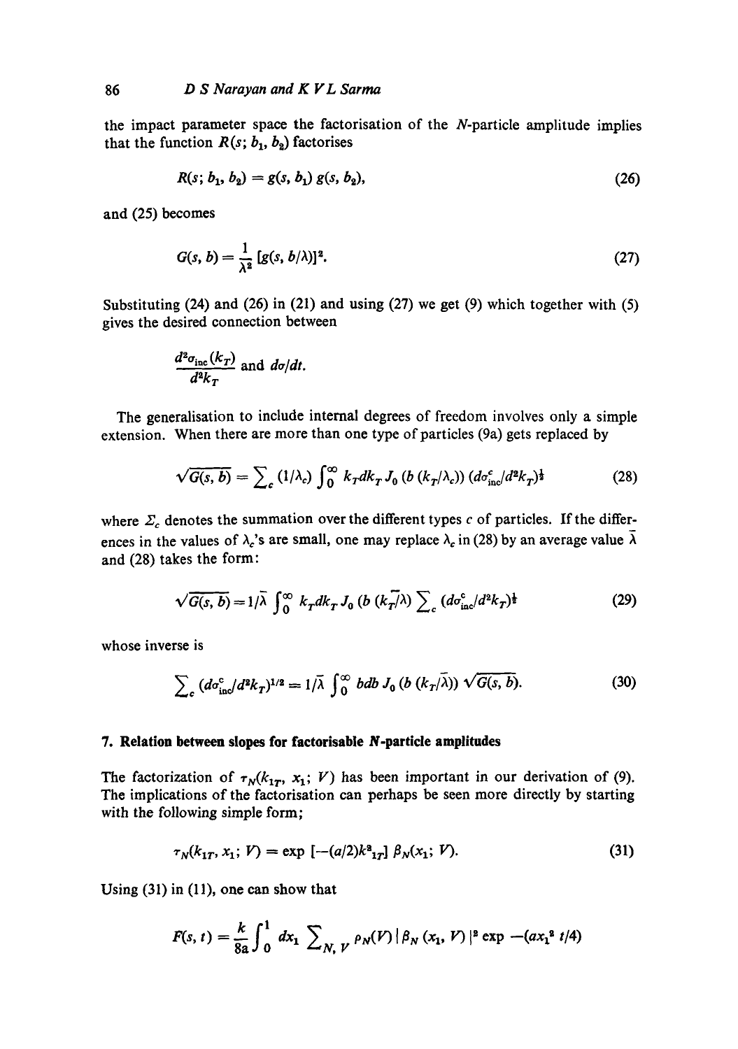the impact parameter space the factorisation of the $N$-particle amplitude implies that the function $R(s; b_1, b_2)$ factorises

$$R(s; b_1, b_2) = g(s, b_1)\, g(s, b_2), \tag{26}$$

and (25) becomes

$$G(s, b) = \frac{1}{\lambda^2} [g(s, b/\lambda)]^2. \tag{27}$$

Substituting (24) and (26) in (21) and using (27) we get (9) which together with (5) gives the desired connection between

$$\frac{d^2\sigma_{\text{inc}}(k_T)}{d^2k_T} \text{ and } d\sigma/dt.$$

The generalisation to include internal degrees of freedom involves only a simple extension. When there are more than one type of particles (9a) gets replaced by

$$\sqrt{G(s, b)} = \sum_c (1/\lambda_c) \int_0^\infty k_T dk_T\, J_0\left(b\,(k_T/\lambda_c)\right) (d\sigma_{\text{inc}}^c/d^2k_T)^{\frac{1}{2}} \tag{28}$$

where $\Sigma_c$ denotes the summation over the different types $c$ of particles. If the differences in the values of $\lambda_c$'s are small, one may replace $\lambda_c$ in (28) by an average value $\bar{\lambda}$ and (28) takes the form:

$$\sqrt{G(s, b)} = 1/\bar{\lambda} \int_0^\infty k_T dk_T\, J_0\left(b\,(k_T/\bar{\lambda})\right) \sum_c (d\sigma_{\text{inc}}^c/d^2k_T)^{\frac{1}{2}} \tag{29}$$

whose inverse is

$$\sum_c (d\sigma_{\text{inc}}^c/d^2k_T)^{1/2} = 1/\bar{\lambda} \int_0^\infty b\,db\, J_0\left(b\,(k_T/\bar{\lambda})\right) \sqrt{G(s, b)}. \tag{30}$$

## 7. Relation between slopes for factorisable $N$-particle amplitudes

The factorization of $\tau_N(k_{1T}, x_1; V)$ has been important in our derivation of (9). The implications of the factorisation can perhaps be seen more directly by starting with the following simple form;

$$\tau_N(k_{1T}, x_1; V) = \exp\left[-(a/2)k_{1T}^2\right] \beta_N(x_1; V). \tag{31}$$

Using (31) in (11), one can show that

$$F(s, t) = \frac{k}{8a} \int_0^1 dx_1 \sum_{N, V} \rho_N(V)\, |\beta_N(x_1, V)|^2 \exp -(a x_1^2\, t/4)$$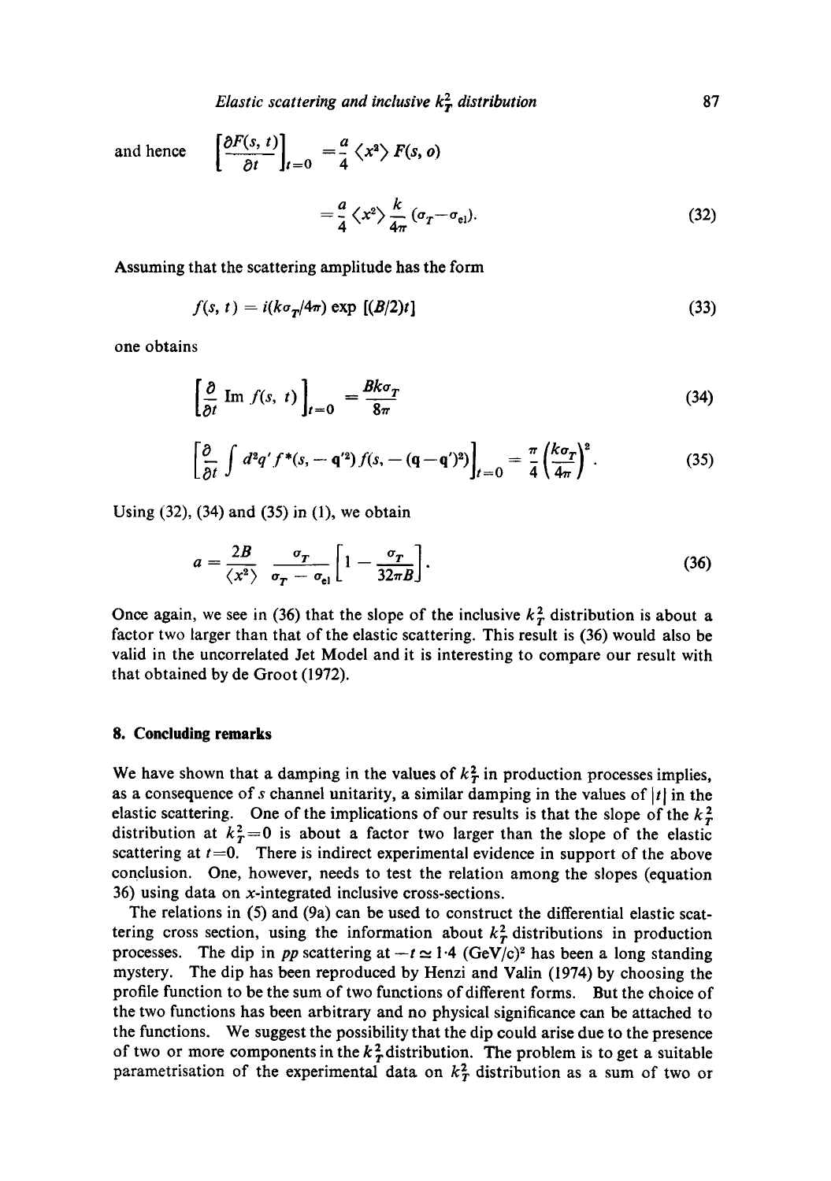and hence 
$$\left[\frac{\partial F(s,t)}{\partial t}\right]_{t=0} = \frac{a}{4}\langle x^2\rangle F(s,o)$$

$$= \frac{a}{4}\langle x^2\rangle \frac{k}{4\pi}(\sigma_T - \sigma_{el}). \tag{32}$$

Assuming that the scattering amplitude has the form

$$f(s,t) = i(k\sigma_T/4\pi)\exp\left[(B/2)t\right] \tag{33}$$

one obtains

$$\left[\frac{\partial}{\partial t}\,\mathrm{Im}\, f(s,t)\right]_{t=0} = \frac{Bk\sigma_T}{8\pi} \tag{34}$$

$$\left[\frac{\partial}{\partial t}\int d^2q' f^*(s,-\mathbf{q}'^2) f(s,-(\mathbf{q}-\mathbf{q}')^2)\right]_{t=0} = \frac{\pi}{4}\left(\frac{k\sigma_T}{4\pi}\right)^2. \tag{35}$$

Using (32), (34) and (35) in (1), we obtain

$$a = \frac{2B}{\langle x^2\rangle}\,\frac{\sigma_T}{\sigma_T - \sigma_{el}}\left[1 - \frac{\sigma_T}{32\pi B}\right]. \tag{36}$$

Once again, we see in (36) that the slope of the inclusive $k_T^2$ distribution is about a factor two larger than that of the elastic scattering. This result is (36) would also be valid in the uncorrelated Jet Model and it is interesting to compare our result with that obtained by de Groot (1972).

## 8. Concluding remarks

We have shown that a damping in the values of $k_T^2$ in production processes implies, as a consequence of $s$ channel unitarity, a similar damping in the values of $|t|$ in the elastic scattering. One of the implications of our results is that the slope of the $k_T^2$ distribution at $k_T^2=0$ is about a factor two larger than the slope of the elastic scattering at $t=0$. There is indirect experimental evidence in support of the above conclusion. One, however, needs to test the relation among the slopes (equation 36) using data on $x$-integrated inclusive cross-sections.

The relations in (5) and (9a) can be used to construct the differential elastic scattering cross section, using the information about $k_T^2$ distributions in production processes. The dip in $pp$ scattering at $-t \simeq 1{\cdot}4$ (GeV/c)$^2$ has been a long standing mystery. The dip has been reproduced by Henzi and Valin (1974) by choosing the profile function to be the sum of two functions of different forms. But the choice of the two functions has been arbitrary and no physical significance can be attached to the functions. We suggest the possibility that the dip could arise due to the presence of two or more components in the $k_T^2$ distribution. The problem is to get a suitable parametrisation of the experimental data on $k_T^2$ distribution as a sum of two or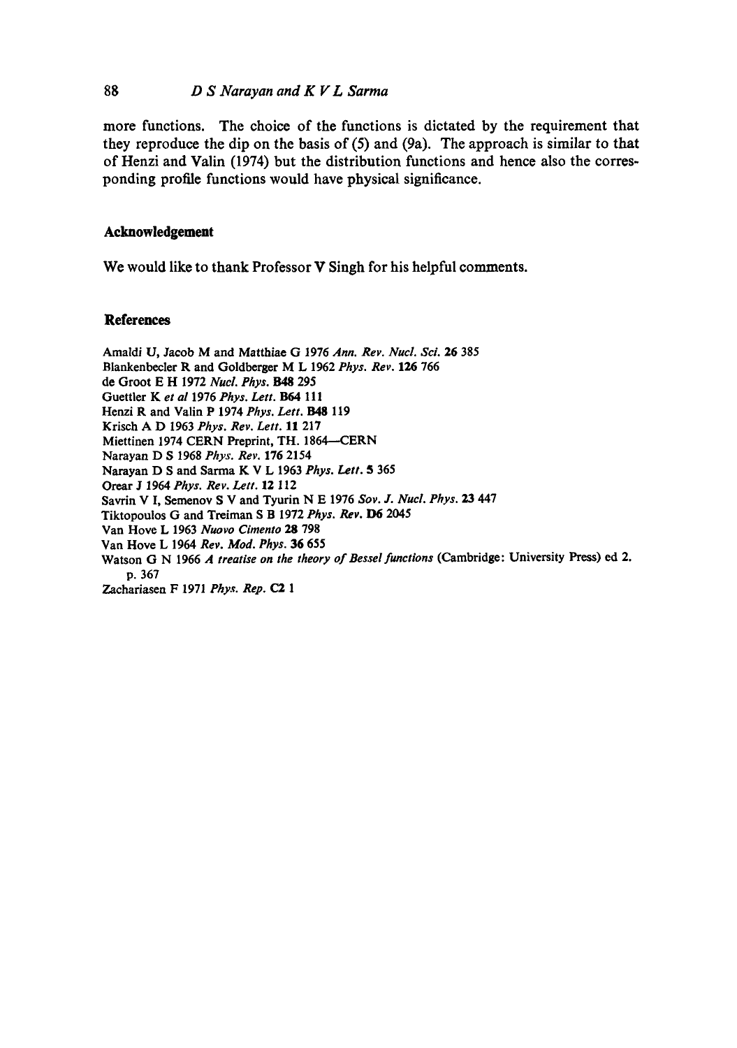more functions. The choice of the functions is dictated by the requirement that they reproduce the dip on the basis of (5) and (9a). The approach is similar to that of Henzi and Valin (1974) but the distribution functions and hence also the corresponding profile functions would have physical significance.

## Acknowledgement

We would like to thank Professor V Singh for his helpful comments.

## References

Amaldi U, Jacob M and Matthiae G 1976 *Ann. Rev. Nucl. Sci.* **26** 385
Blankenbecler R and Goldberger M L 1962 *Phys. Rev.* **126** 766
de Groot E H 1972 *Nucl. Phys.* **B48** 295
Guettler K *et al* 1976 *Phys. Lett.* **B64** 111
Henzi R and Valin P 1974 *Phys. Lett.* **B48** 119
Krisch A D 1963 *Phys. Rev. Lett.* **11** 217
Miettinen 1974 CERN Preprint, TH. 1864—CERN
Narayan D S 1968 *Phys. Rev.* **176** 2154
Narayan D S and Sarma K V L 1963 *Phys. Lett.* **5** 365
Orear J 1964 *Phys. Rev. Lett.* **12** 112
Savrin V I, Semenov S V and Tyurin N E 1976 *Sov. J. Nucl. Phys.* **23** 447
Tiktopoulos G and Treiman S B 1972 *Phys. Rev.* **D6** 2045
Van Hove L 1963 *Nuovo Cimento* **28** 798
Van Hove L 1964 *Rev. Mod. Phys.* **36** 655
Watson G N 1966 *A treatise on the theory of Bessel functions* (Cambridge: University Press) ed 2. p. 367
Zachariasen F 1971 *Phys. Rep.* **C2** 1